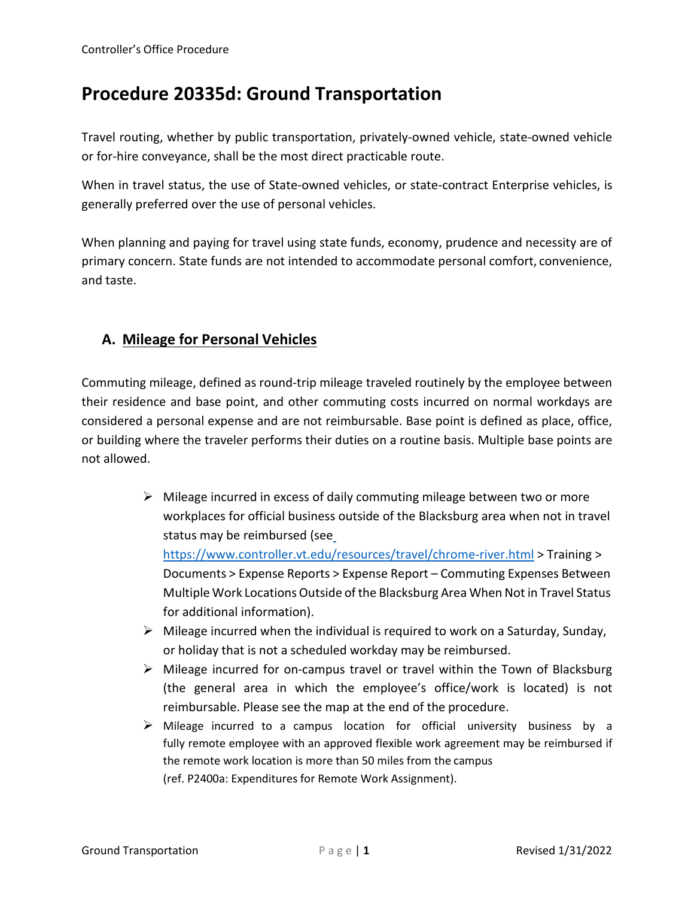# Procedure 20335d: Ground Transportation

Travel routing, whether by public transportation, privately-owned vehicle, state-owned vehicle or for-hire conveyance, shall be the most direct practicable route.

When in travel status, the use of State-owned vehicles, or state-contract Enterprise vehicles, is generally preferred over the use of personal vehicles.

When planning and paying for travel using state funds, economy, prudence and necessity are of primary concern. State funds are not intended to accommodate personal comfort, convenience, and taste.

## A. Mileage for Personal Vehicles

Commuting mileage, defined as round-trip mileage traveled routinely by the employee between their residence and base point, and other commuting costs incurred on normal workdays are considered a personal expense and are not reimbursable. Base point is defined as place, office, or building where the traveler performs their duties on a routine basis. Multiple base points are not allowed.

- Mileage incurred in excess of daily commuting mileage between two or more workplaces for official business outside of the Blacksburg area when not in travel status may be reimbursed (see https://www.controller.vt.edu/resources/travel/chrome-river.html > Training > Documents > Expense Reports > Expense Report – Commuting Expenses Between Multiple Work Locations Outside of the Blacksburg Area When Not in Travel Status for additional information).
- Mileage incurred when the individual is required to work on a Saturday, Sunday, or holiday that is not a scheduled workday may be reimbursed.
- Mileage incurred for on-campus travel or travel within the Town of Blacksburg (the general area in which the employee's office/work is located) is not reimbursable. Please see the map at the end of the procedure.
- Mileage incurred to a campus location for official university business by a fully remote employee with an approved flexible work agreement may be reimbursed if the remote work location is more than 50 miles from the campus (ref. P2400a: Expenditures for Remote Work Assignment).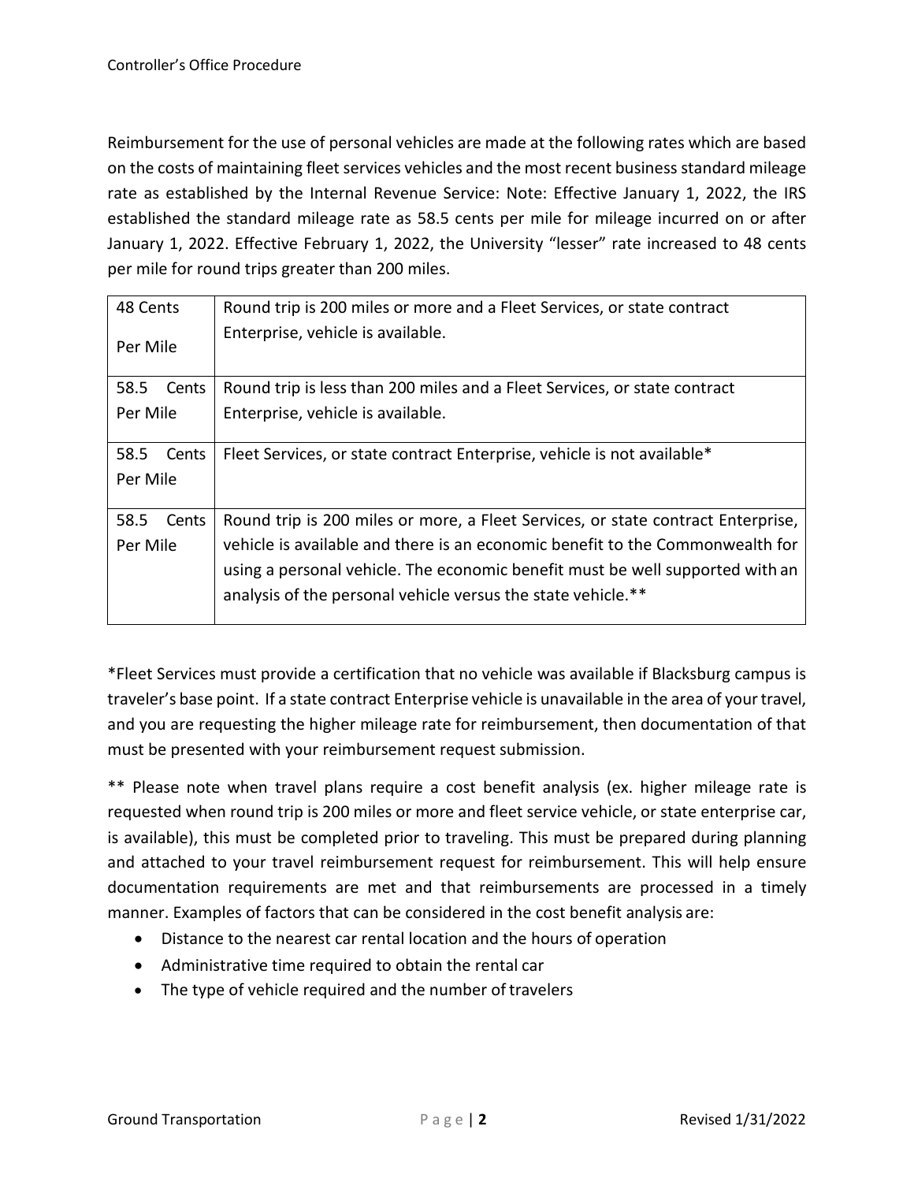Reimbursement for the use of personal vehicles are made at the following rates which are based on the costs of maintaining fleet services vehicles and the most recent business standard mileage rate as established by the Internal Revenue Service: Note: Effective January 1, 2022, the IRS established the standard mileage rate as 58.5 cents per mile for mileage incurred on or after January 1, 2022. Effective February 1, 2022, the University "lesser" rate increased to 48 cents per mile for round trips greater than 200 miles.

| Rate | Condition |
|---|---|
| 48 Cents Per Mile | Round trip is 200 miles or more and a Fleet Services, or state contract Enterprise, vehicle is available. |
| 58.5 Cents Per Mile | Round trip is less than 200 miles and a Fleet Services, or state contract Enterprise, vehicle is available. |
| 58.5 Cents Per Mile | Fleet Services, or state contract Enterprise, vehicle is not available* |
| 58.5 Cents Per Mile | Round trip is 200 miles or more, a Fleet Services, or state contract Enterprise, vehicle is available and there is an economic benefit to the Commonwealth for using a personal vehicle. The economic benefit must be well supported with an analysis of the personal vehicle versus the state vehicle.** |

*Fleet Services must provide a certification that no vehicle was available if Blacksburg campus is traveler's base point. If a state contract Enterprise vehicle is unavailable in the area of your travel, and you are requesting the higher mileage rate for reimbursement, then documentation of that must be presented with your reimbursement request submission.

** Please note when travel plans require a cost benefit analysis (ex. higher mileage rate is requested when round trip is 200 miles or more and fleet service vehicle, or state enterprise car, is available), this must be completed prior to traveling. This must be prepared during planning and attached to your travel reimbursement request for reimbursement. This will help ensure documentation requirements are met and that reimbursements are processed in a timely manner. Examples of factors that can be considered in the cost benefit analysis are:

- Distance to the nearest car rental location and the hours of operation
- Administrative time required to obtain the rental car
- The type of vehicle required and the number of travelers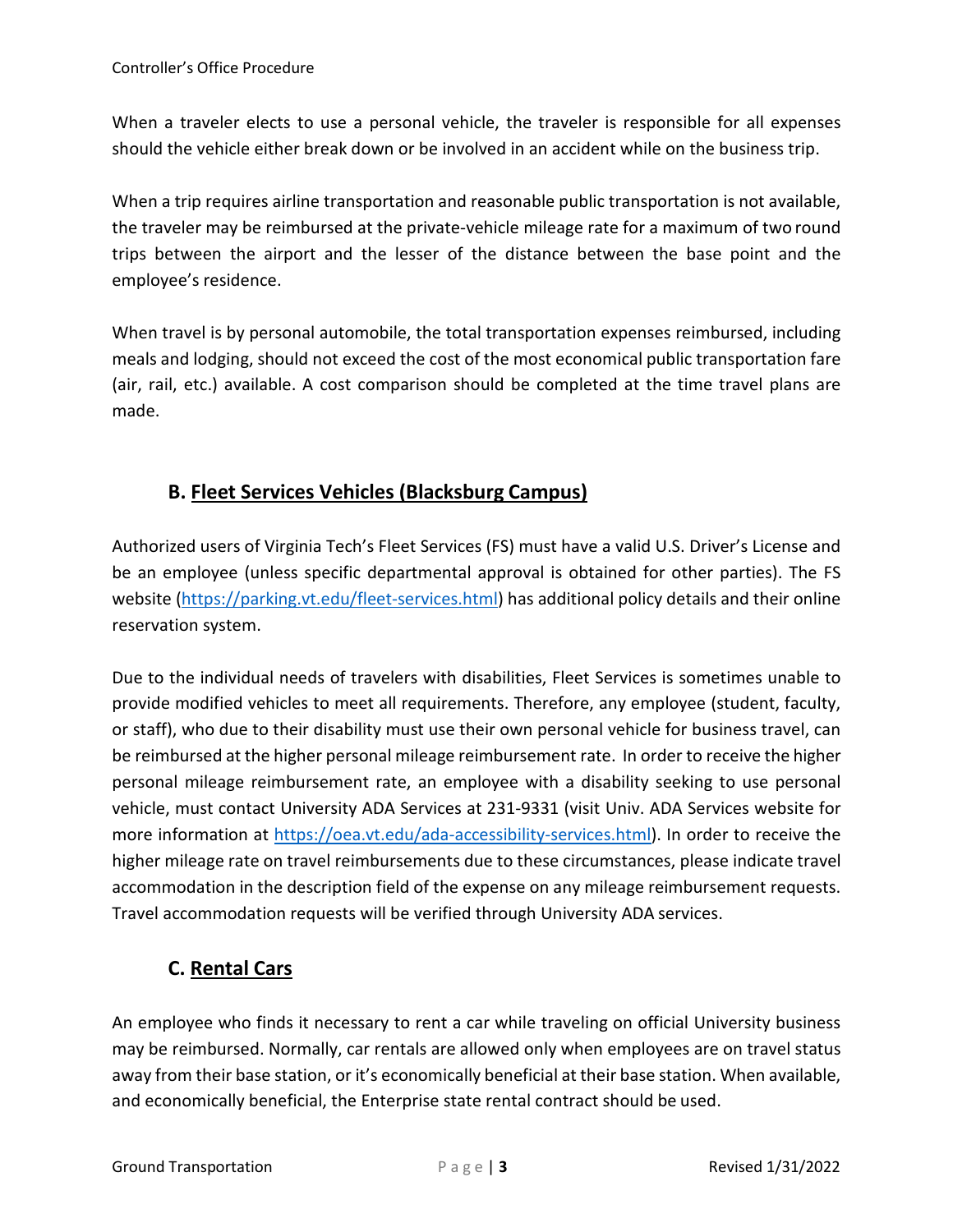When a traveler elects to use a personal vehicle, the traveler is responsible for all expenses should the vehicle either break down or be involved in an accident while on the business trip.

When a trip requires airline transportation and reasonable public transportation is not available, the traveler may be reimbursed at the private-vehicle mileage rate for a maximum of two round trips between the airport and the lesser of the distance between the base point and the employee's residence.

When travel is by personal automobile, the total transportation expenses reimbursed, including meals and lodging, should not exceed the cost of the most economical public transportation fare (air, rail, etc.) available. A cost comparison should be completed at the time travel plans are made.

### B. Fleet Services Vehicles (Blacksburg Campus)

Authorized users of Virginia Tech's Fleet Services (FS) must have a valid U.S. Driver's License and be an employee (unless specific departmental approval is obtained for other parties). The FS website (https://parking.vt.edu/fleet-services.html) has additional policy details and their online reservation system.

Due to the individual needs of travelers with disabilities, Fleet Services is sometimes unable to provide modified vehicles to meet all requirements. Therefore, any employee (student, faculty, or staff), who due to their disability must use their own personal vehicle for business travel, can be reimbursed at the higher personal mileage reimbursement rate. In order to receive the higher personal mileage reimbursement rate, an employee with a disability seeking to use personal vehicle, must contact University ADA Services at 231-9331 (visit Univ. ADA Services website for more information at https://oea.vt.edu/ada-accessibility-services.html). In order to receive the higher mileage rate on travel reimbursements due to these circumstances, please indicate travel accommodation in the description field of the expense on any mileage reimbursement requests. Travel accommodation requests will be verified through University ADA services.

### C. Rental Cars

An employee who finds it necessary to rent a car while traveling on official University business may be reimbursed. Normally, car rentals are allowed only when employees are on travel status away from their base station, or it's economically beneficial at their base station. When available, and economically beneficial, the Enterprise state rental contract should be used.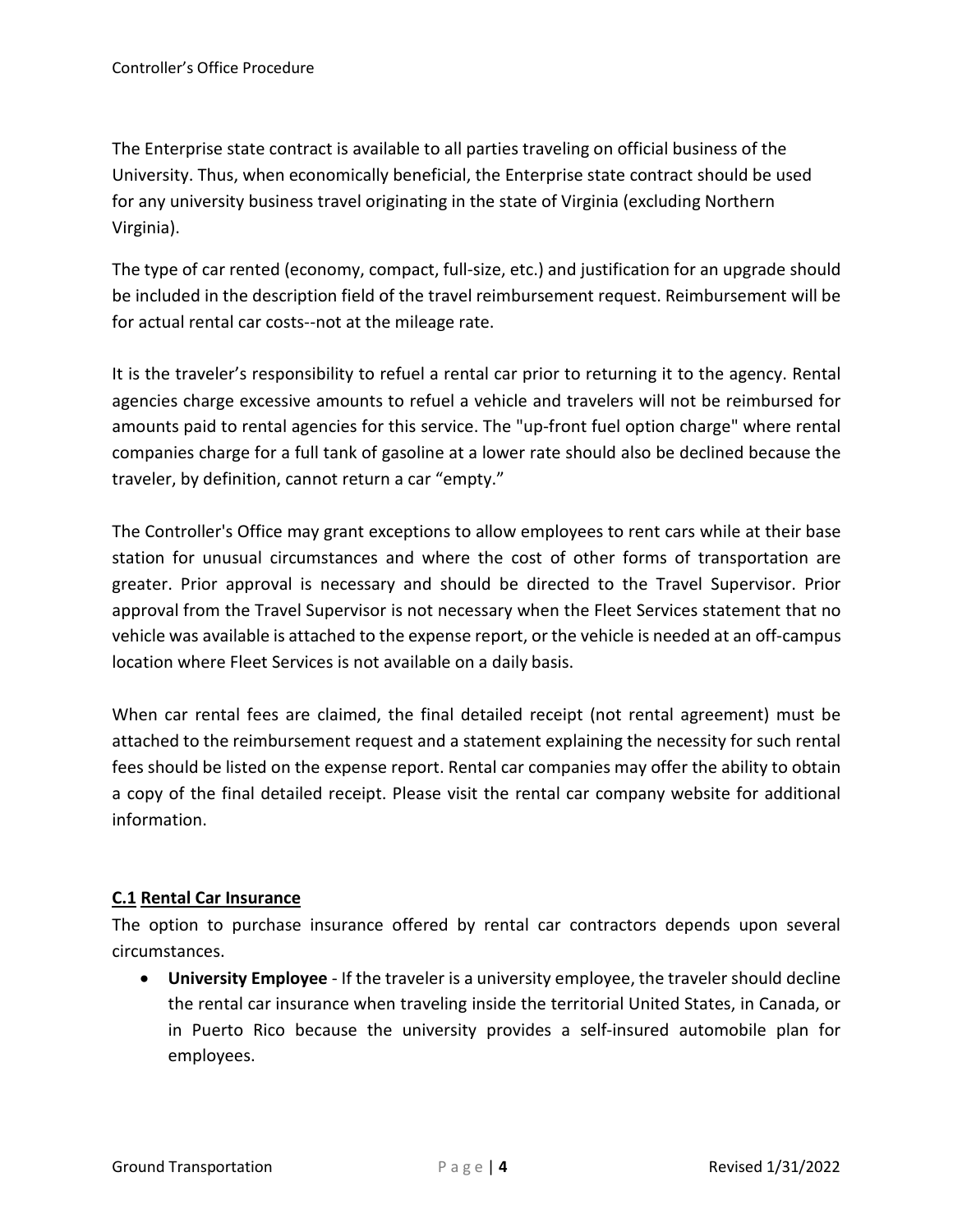The Enterprise state contract is available to all parties traveling on official business of the University. Thus, when economically beneficial, the Enterprise state contract should be used for any university business travel originating in the state of Virginia (excluding Northern Virginia).

The type of car rented (economy, compact, full-size, etc.) and justification for an upgrade should be included in the description field of the travel reimbursement request. Reimbursement will be for actual rental car costs--not at the mileage rate.

It is the traveler's responsibility to refuel a rental car prior to returning it to the agency. Rental agencies charge excessive amounts to refuel a vehicle and travelers will not be reimbursed for amounts paid to rental agencies for this service. The "up-front fuel option charge" where rental companies charge for a full tank of gasoline at a lower rate should also be declined because the traveler, by definition, cannot return a car "empty."

The Controller's Office may grant exceptions to allow employees to rent cars while at their base station for unusual circumstances and where the cost of other forms of transportation are greater. Prior approval is necessary and should be directed to the Travel Supervisor. Prior approval from the Travel Supervisor is not necessary when the Fleet Services statement that no vehicle was available is attached to the expense report, or the vehicle is needed at an off-campus location where Fleet Services is not available on a daily basis.

When car rental fees are claimed, the final detailed receipt (not rental agreement) must be attached to the reimbursement request and a statement explaining the necessity for such rental fees should be listed on the expense report. Rental car companies may offer the ability to obtain a copy of the final detailed receipt. Please visit the rental car company website for additional information.

### C.1 Rental Car Insurance

The option to purchase insurance offered by rental car contractors depends upon several circumstances.

- **University Employee** - If the traveler is a university employee, the traveler should decline the rental car insurance when traveling inside the territorial United States, in Canada, or in Puerto Rico because the university provides a self-insured automobile plan for employees.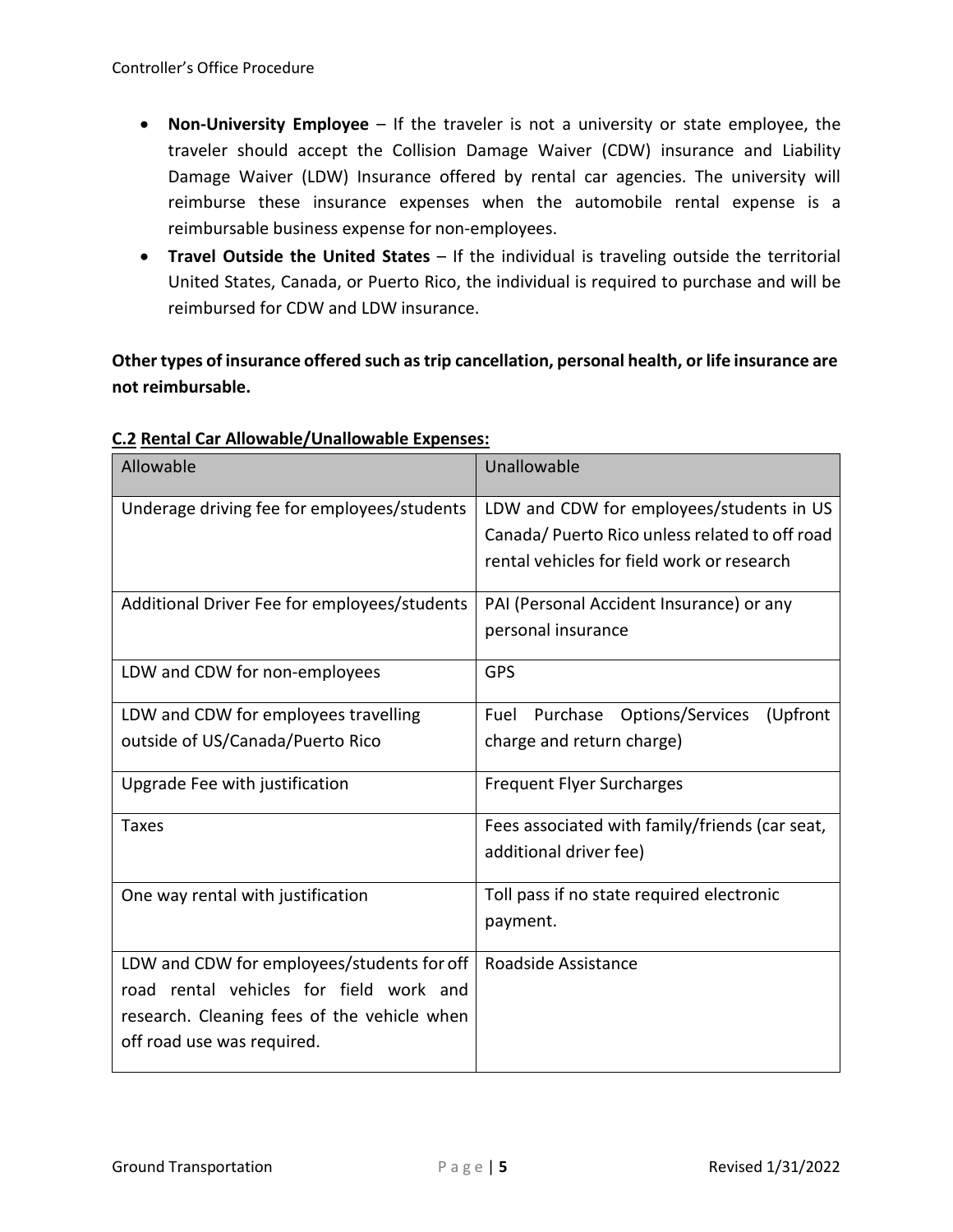- **Non-University Employee** – If the traveler is not a university or state employee, the traveler should accept the Collision Damage Waiver (CDW) insurance and Liability Damage Waiver (LDW) Insurance offered by rental car agencies. The university will reimburse these insurance expenses when the automobile rental expense is a reimbursable business expense for non-employees.
- **Travel Outside the United States** – If the individual is traveling outside the territorial United States, Canada, or Puerto Rico, the individual is required to purchase and will be reimbursed for CDW and LDW insurance.

**Other types of insurance offered such as trip cancellation, personal health, or life insurance are not reimbursable.**

**C.2 Rental Car Allowable/Unallowable Expenses:**

| Allowable | Unallowable |
| --- | --- |
| Underage driving fee for employees/students | LDW and CDW for employees/students in US Canada/ Puerto Rico unless related to off road rental vehicles for field work or research |
| Additional Driver Fee for employees/students | PAI (Personal Accident Insurance) or any personal insurance |
| LDW and CDW for non-employees | GPS |
| LDW and CDW for employees travelling outside of US/Canada/Puerto Rico | Fuel Purchase Options/Services (Upfront charge and return charge) |
| Upgrade Fee with justification | Frequent Flyer Surcharges |
| Taxes | Fees associated with family/friends (car seat, additional driver fee) |
| One way rental with justification | Toll pass if no state required electronic payment. |
| LDW and CDW for employees/students for off road rental vehicles for field work and research. Cleaning fees of the vehicle when off road use was required. | Roadside Assistance |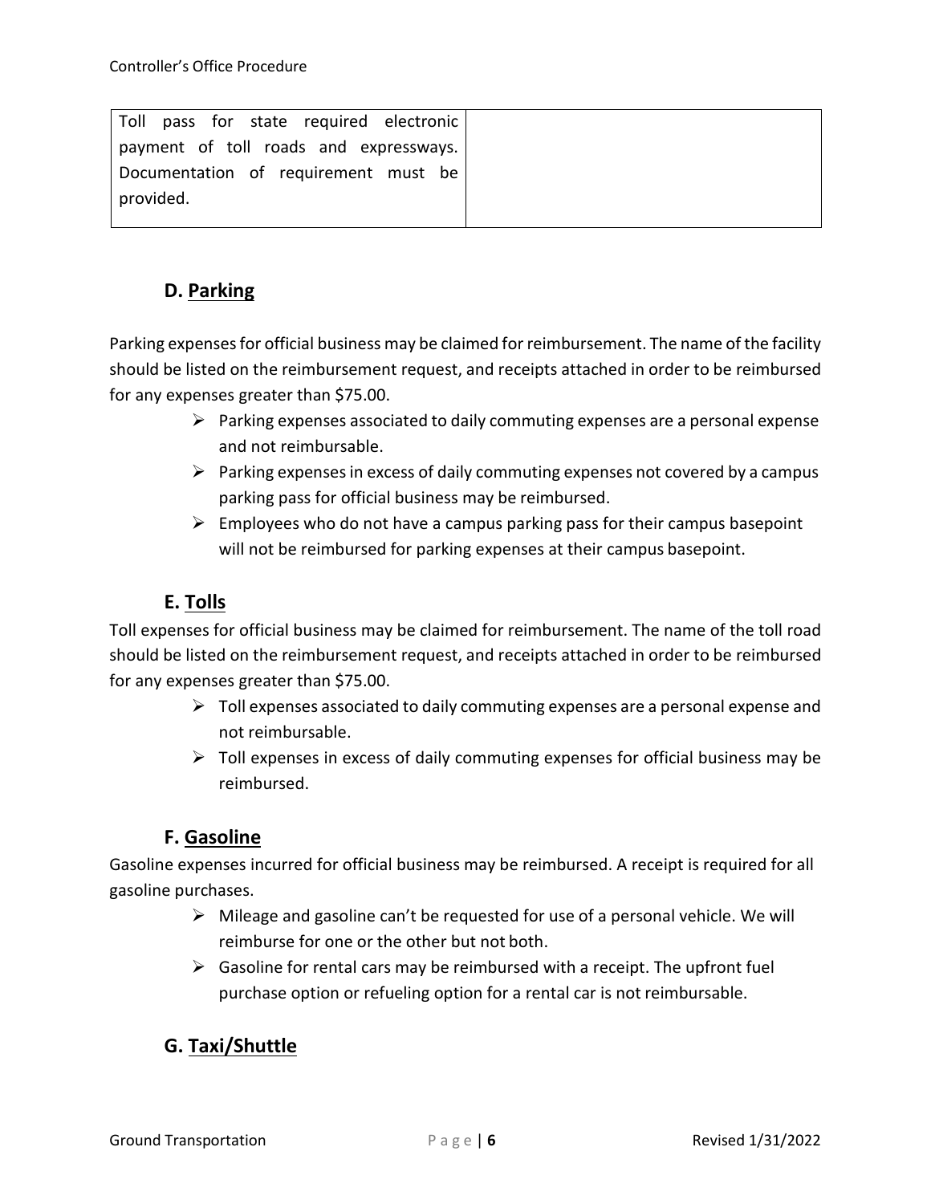| Toll pass for state required electronic payment of toll roads and expressways. Documentation of requirement must be provided. | |
|---|---|

### D. Parking

Parking expenses for official business may be claimed for reimbursement. The name of the facility should be listed on the reimbursement request, and receipts attached in order to be reimbursed for any expenses greater than $75.00.

- Parking expenses associated to daily commuting expenses are a personal expense and not reimbursable.
- Parking expenses in excess of daily commuting expenses not covered by a campus parking pass for official business may be reimbursed.
- Employees who do not have a campus parking pass for their campus basepoint will not be reimbursed for parking expenses at their campus basepoint.

### E. Tolls

Toll expenses for official business may be claimed for reimbursement. The name of the toll road should be listed on the reimbursement request, and receipts attached in order to be reimbursed for any expenses greater than $75.00.

- Toll expenses associated to daily commuting expenses are a personal expense and not reimbursable.
- Toll expenses in excess of daily commuting expenses for official business may be reimbursed.

### F. Gasoline

Gasoline expenses incurred for official business may be reimbursed. A receipt is required for all gasoline purchases.

- Mileage and gasoline can't be requested for use of a personal vehicle. We will reimburse for one or the other but not both.
- Gasoline for rental cars may be reimbursed with a receipt. The upfront fuel purchase option or refueling option for a rental car is not reimbursable.

### G. Taxi/Shuttle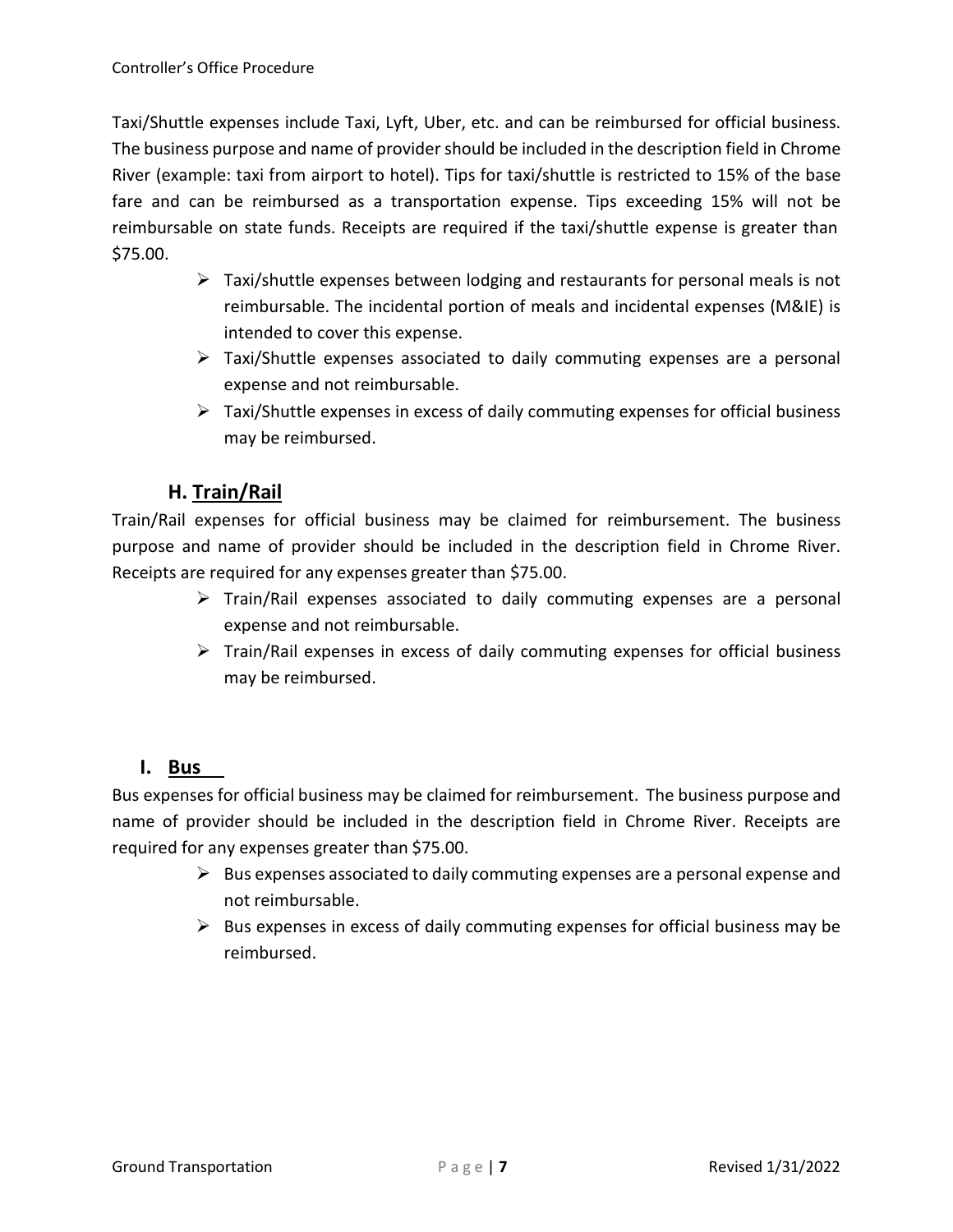Taxi/Shuttle expenses include Taxi, Lyft, Uber, etc. and can be reimbursed for official business. The business purpose and name of provider should be included in the description field in Chrome River (example: taxi from airport to hotel). Tips for taxi/shuttle is restricted to 15% of the base fare and can be reimbursed as a transportation expense. Tips exceeding 15% will not be reimbursable on state funds. Receipts are required if the taxi/shuttle expense is greater than $75.00.

- Taxi/shuttle expenses between lodging and restaurants for personal meals is not reimbursable. The incidental portion of meals and incidental expenses (M&IE) is intended to cover this expense.
- Taxi/Shuttle expenses associated to daily commuting expenses are a personal expense and not reimbursable.
- Taxi/Shuttle expenses in excess of daily commuting expenses for official business may be reimbursed.

## H. Train/Rail

Train/Rail expenses for official business may be claimed for reimbursement. The business purpose and name of provider should be included in the description field in Chrome River. Receipts are required for any expenses greater than $75.00.

- Train/Rail expenses associated to daily commuting expenses are a personal expense and not reimbursable.
- Train/Rail expenses in excess of daily commuting expenses for official business may be reimbursed.

## I. Bus

Bus expenses for official business may be claimed for reimbursement. The business purpose and name of provider should be included in the description field in Chrome River. Receipts are required for any expenses greater than $75.00.

- Bus expenses associated to daily commuting expenses are a personal expense and not reimbursable.
- Bus expenses in excess of daily commuting expenses for official business may be reimbursed.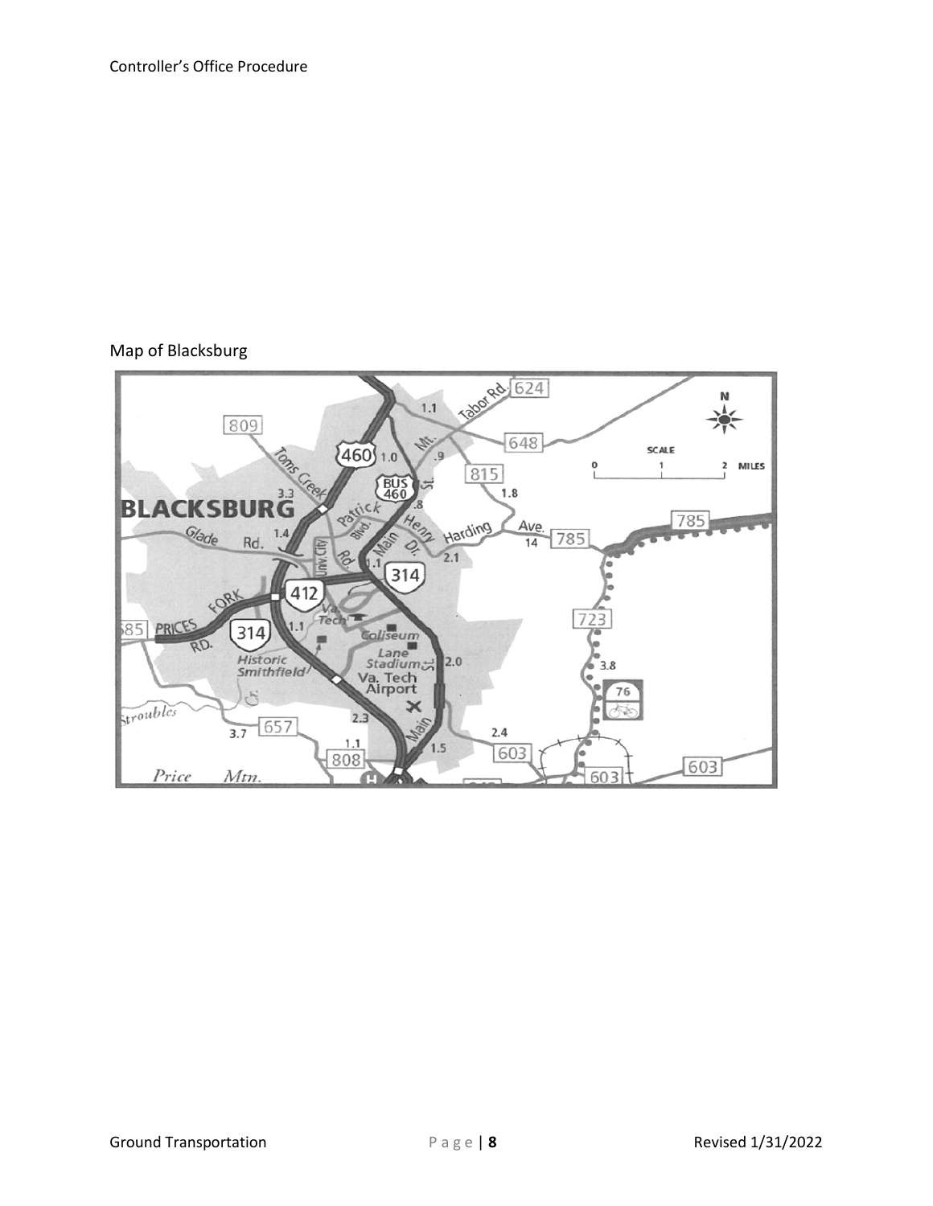## Map of Blacksburg